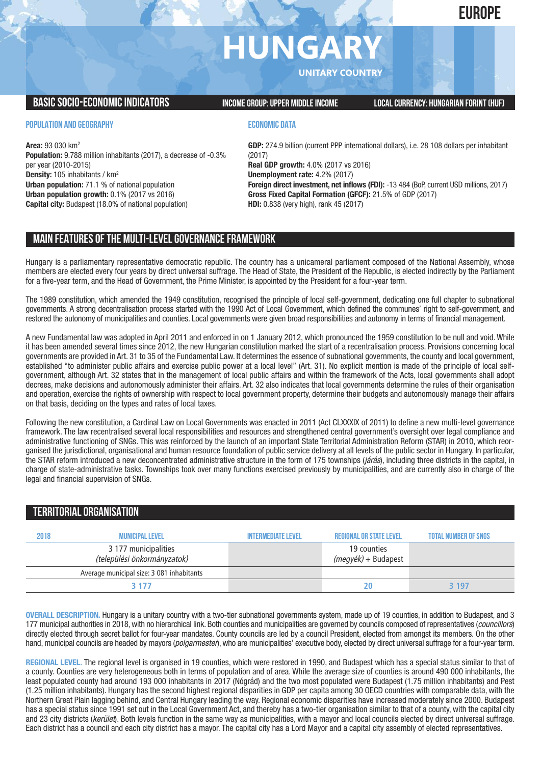EUROPE

# HUNGARY

UNITARY COUNTRY

## BASIC SOCIO-ECONOMIC INDICATORS

INCOME GROUP: UPPER MIDDLE INCOME

LOCAL CURRENCY: HUNGARIAN FORINT (HUF)

### POPULATION AND GEOGRAPHY

**Area:** 93 030 km²
**Population:** 9.788 million inhabitants (2017), a decrease of -0.3% per year (2010-2015)
**Density:** 105 inhabitants / km²
**Urban population:** 71.1 % of national population
**Urban population growth:** 0.1% (2017 vs 2016)
**Capital city:** Budapest (18.0% of national population)

### ECONOMIC DATA

**GDP:** 274.9 billion (current PPP international dollars), i.e. 28 108 dollars per inhabitant (2017)
**Real GDP growth:** 4.0% (2017 vs 2016)
**Unemployment rate:** 4.2% (2017)
**Foreign direct investment, net inflows (FDI):** -13 484 (BoP, current USD millions, 2017)
**Gross Fixed Capital Formation (GFCF):** 21.5% of GDP (2017)
**HDI:** 0.838 (very high), rank 45 (2017)

## MAIN FEATURES OF THE MULTI-LEVEL GOVERNANCE FRAMEWORK

Hungary is a parliamentary representative democratic republic. The country has a unicameral parliament composed of the National Assembly, whose members are elected every four years by direct universal suffrage. The Head of State, the President of the Republic, is elected indirectly by the Parliament for a five-year term, and the Head of Government, the Prime Minister, is appointed by the President for a four-year term.

The 1989 constitution, which amended the 1949 constitution, recognised the principle of local self-government, dedicating one full chapter to subnational governments. A strong decentralisation process started with the 1990 Act of Local Government, which defined the communes' right to self-government, and restored the autonomy of municipalities and counties. Local governments were given broad responsibilities and autonomy in terms of financial management.

A new Fundamental law was adopted in April 2011 and enforced in on 1 January 2012, which pronounced the 1959 constitution to be null and void. While it has been amended several times since 2012, the new Hungarian constitution marked the start of a recentralisation process. Provisions concerning local governments are provided in Art. 31 to 35 of the Fundamental Law. It determines the essence of subnational governments, the county and local government, established "to administer public affairs and exercise public power at a local level" (Art. 31). No explicit mention is made of the principle of local self-government, although Art. 32 states that in the management of local public affairs and within the framework of the Acts, local governments shall adopt decrees, make decisions and autonomously administer their affairs. Art. 32 also indicates that local governments determine the rules of their organisation and operation, exercise the rights of ownership with respect to local government property, determine their budgets and autonomously manage their affairs on that basis, deciding on the types and rates of local taxes.

Following the new constitution, a Cardinal Law on Local Governments was enacted in 2011 (Act CLXXXIX of 2011) to define a new multi-level governance framework. The law recentralised several local responsibilities and resources and strengthened central government's oversight over legal compliance and administrative functioning of SNGs. This was reinforced by the launch of an important State Territorial Administration Reform (STAR) in 2010, which reorganised the jurisdictional, organisational and human resource foundation of public service delivery at all levels of the public sector in Hungary. In particular, the STAR reform introduced a new deconcentrated administrative structure in the form of 175 townships (*járás*), including three districts in the capital, in charge of state-administrative tasks. Townships took over many functions exercised previously by municipalities, and are currently also in charge of the legal and financial supervision of SNGs.

## TERRITORIAL ORGANISATION

| 2018 | MUNICIPAL LEVEL | INTERMEDIATE LEVEL | REGIONAL OR STATE LEVEL | TOTAL NUMBER OF SNGS |
|---|---|---|---|---|
| | 3 177 municipalities (*települési önkormányzatok*) | | 19 counties (*megyék*) + Budapest | |
| | Average municipal size: 3 081 inhabitants | | | |
| | 3 177 | | 20 | 3 197 |

**OVERALL DESCRIPTION.** Hungary is a unitary country with a two-tier subnational governments system, made up of 19 counties, in addition to Budapest, and 3 177 municipal authorities in 2018, with no hierarchical link. Both counties and municipalities are governed by councils composed of representatives (*councillors*) directly elected through secret ballot for four-year mandates. County councils are led by a council President, elected from amongst its members. On the other hand, municipal councils are headed by mayors (*polgarmester*), who are municipalities' executive body, elected by direct universal suffrage for a four-year term.

**REGIONAL LEVEL.** The regional level is organised in 19 counties, which were restored in 1990, and Budapest which has a special status similar to that of a county. Counties are very heterogeneous both in terms of population and of area. While the average size of counties is around 490 000 inhabitants, the least populated county had around 193 000 inhabitants in 2017 (Nógrád) and the two most populated were Budapest (1.75 million inhabitants) and Pest (1.25 million inhabitants). Hungary has the second highest regional disparities in GDP per capita among 30 OECD countries with comparable data, with the Northern Great Plain lagging behind, and Central Hungary leading the way. Regional economic disparities have increased moderately since 2000. Budapest has a special status since 1991 set out in the Local Government Act, and thereby has a two-tier organisation similar to that of a county, with the capital city and 23 city districts (*kerület*). Both levels function in the same way as municipalities, with a mayor and local councils elected by direct universal suffrage. Each district has a council and each city district has a mayor. The capital city has a Lord Mayor and a capital city assembly of elected representatives.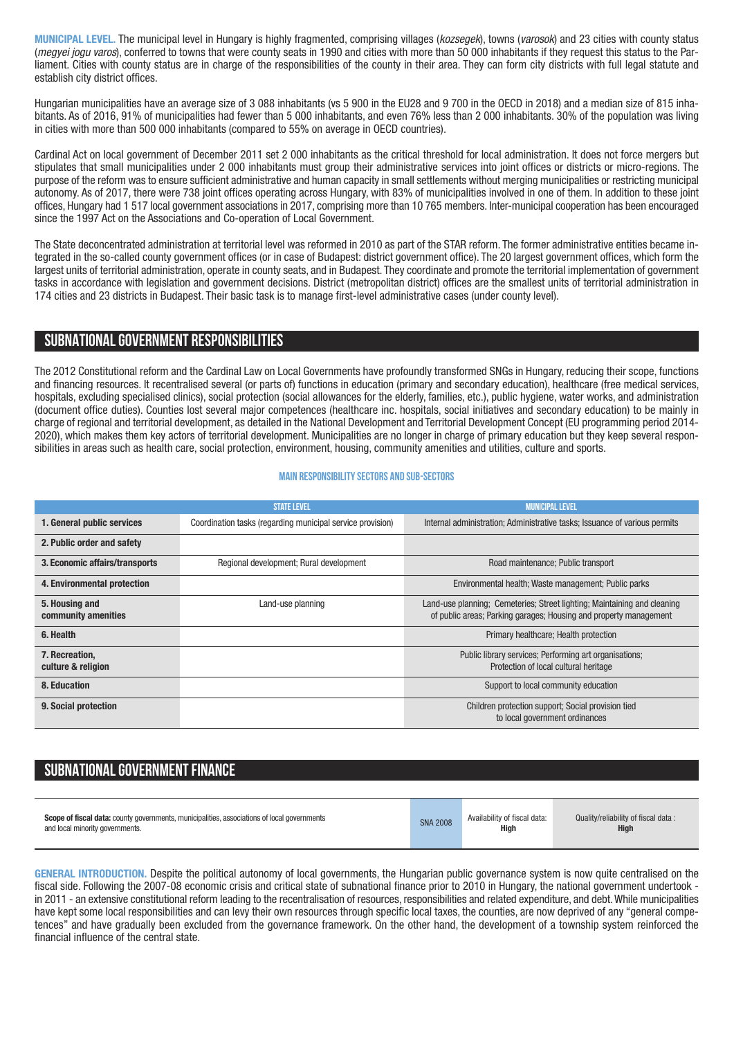**MUNICIPAL LEVEL.** The municipal level in Hungary is highly fragmented, comprising villages (*kozsegek*), towns (*varosok*) and 23 cities with county status (*megyei jogu varos*), conferred to towns that were county seats in 1990 and cities with more than 50 000 inhabitants if they request this status to the Parliament. Cities with county status are in charge of the responsibilities of the county in their area. They can form city districts with full legal statute and establish city district offices.

Hungarian municipalities have an average size of 3 088 inhabitants (vs 5 900 in the EU28 and 9 700 in the OECD in 2018) and a median size of 815 inhabitants. As of 2016, 91% of municipalities had fewer than 5 000 inhabitants, and even 76% less than 2 000 inhabitants. 30% of the population was living in cities with more than 500 000 inhabitants (compared to 55% on average in OECD countries).

Cardinal Act on local government of December 2011 set 2 000 inhabitants as the critical threshold for local administration. It does not force mergers but stipulates that small municipalities under 2 000 inhabitants must group their administrative services into joint offices or districts or micro-regions. The purpose of the reform was to ensure sufficient administrative and human capacity in small settlements without merging municipalities or restricting municipal autonomy. As of 2017, there were 738 joint offices operating across Hungary, with 83% of municipalities involved in one of them. In addition to these joint offices, Hungary had 1 517 local government associations in 2017, comprising more than 10 765 members. Inter-municipal cooperation has been encouraged since the 1997 Act on the Associations and Co-operation of Local Government.

The State deconcentrated administration at territorial level was reformed in 2010 as part of the STAR reform. The former administrative entities became integrated in the so-called county government offices (or in case of Budapest: district government office). The 20 largest government offices, which form the largest units of territorial administration, operate in county seats, and in Budapest. They coordinate and promote the territorial implementation of government tasks in accordance with legislation and government decisions. District (metropolitan district) offices are the smallest units of territorial administration in 174 cities and 23 districts in Budapest. Their basic task is to manage first-level administrative cases (under county level).

## SUBNATIONAL GOVERNMENT RESPONSIBILITIES

The 2012 Constitutional reform and the Cardinal Law on Local Governments have profoundly transformed SNGs in Hungary, reducing their scope, functions and financing resources. It recentralised several (or parts of) functions in education (primary and secondary education), healthcare (free medical services, hospitals, excluding specialised clinics), social protection (social allowances for the elderly, families, etc.), public hygiene, water works, and administration (document office duties). Counties lost several major competences (healthcare inc. hospitals, social initiatives and secondary education) to be mainly in charge of regional and territorial development, as detailed in the National Development and Territorial Development Concept (EU programming period 2014-2020), which makes them key actors of territorial development. Municipalities are no longer in charge of primary education but they keep several responsibilities in areas such as health care, social protection, environment, housing, community amenities and utilities, culture and sports.

### MAIN RESPONSIBILITY SECTORS AND SUB-SECTORS

| | STATE LEVEL | MUNICIPAL LEVEL |
|---|---|---|
| **1. General public services** | Coordination tasks (regarding municipal service provision) | Internal administration; Administrative tasks; Issuance of various permits |
| **2. Public order and safety** | | |
| **3. Economic affairs/transports** | Regional development; Rural development | Road maintenance; Public transport |
| **4. Environmental protection** | | Environmental health; Waste management; Public parks |
| **5. Housing and community amenities** | Land-use planning | Land-use planning; Cemeteries; Street lighting; Maintaining and cleaning of public areas; Parking garages; Housing and property management |
| **6. Health** | | Primary healthcare; Health protection |
| **7. Recreation, culture & religion** | | Public library services; Performing art organisations; Protection of local cultural heritage |
| **8. Education** | | Support to local community education |
| **9. Social protection** | | Children protection support; Social provision tied to local government ordinances |

## SUBNATIONAL GOVERNMENT FINANCE

| **Scope of fiscal data:** county governments, municipalities, associations of local governments and local minority governments. | SNA 2008 | Availability of fiscal data: **High** | Quality/reliability of fiscal data : **High** |
|---|---|---|---|

**GENERAL INTRODUCTION.** Despite the political autonomy of local governments, the Hungarian public governance system is now quite centralised on the fiscal side. Following the 2007-08 economic crisis and critical state of subnational finance prior to 2010 in Hungary, the national government undertook - in 2011 - an extensive constitutional reform leading to the recentralisation of resources, responsibilities and related expenditure, and debt. While municipalities have kept some local responsibilities and can levy their own resources through specific local taxes, the counties, are now deprived of any "general competences" and have gradually been excluded from the governance framework. On the other hand, the development of a township system reinforced the financial influence of the central state.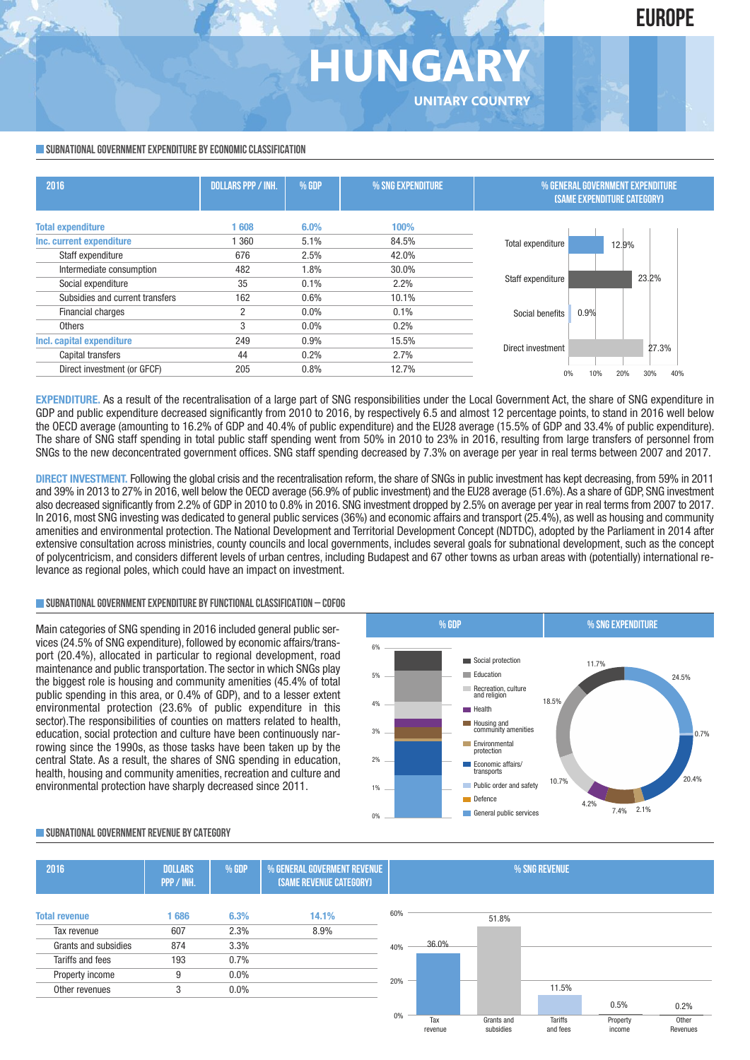EUROPE

# HUNGARY

UNITARY COUNTRY

## SUBNATIONAL GOVERNMENT EXPENDITURE BY ECONOMIC CLASSIFICATION

| 2016 | DOLLARS PPP / INH. | % GDP | % SNG EXPENDITURE |
|---|---|---|---|
| **Total expenditure** | **1 608** | **6.0%** | **100%** |
| **Inc. current expenditure** | 1 360 | 5.1% | 84.5% |
| Staff expenditure | 676 | 2.5% | 42.0% |
| Intermediate consumption | 482 | 1.8% | 30.0% |
| Social expenditure | 35 | 0.1% | 2.2% |
| Subsidies and current transfers | 162 | 0.6% | 10.1% |
| Financial charges | 2 | 0.0% | 0.1% |
| Others | 3 | 0.0% | 0.2% |
| **Incl. capital expenditure** | 249 | 0.9% | 15.5% |
| Capital transfers | 44 | 0.2% | 2.7% |
| Direct investment (or GFCF) | 205 | 0.8% | 12.7% |

% GENERAL GOVERNMENT EXPENDITURE (SAME EXPENDITURE CATEGORY)

| Category | % |
|---|---|
| Total expenditure | 12.9% |
| Staff expenditure | 23.2% |
| Social benefits | 0.9% |
| Direct investment | 27.3% |

**EXPENDITURE.** As a result of the recentralisation of a large part of SNG responsibilities under the Local Government Act, the share of SNG expenditure in GDP and public expenditure decreased significantly from 2010 to 2016, by respectively 6.5 and almost 12 percentage points, to stand in 2016 well below the OECD average (amounting to 16.2% of GDP and 40.4% of public expenditure) and the EU28 average (15.5% of GDP and 33.4% of public expenditure). The share of SNG staff spending in total public staff spending went from 50% in 2010 to 23% in 2016, resulting from large transfers of personnel from SNGs to the new deconcentrated government offices. SNG staff spending decreased by 7.3% on average per year in real terms between 2007 and 2017.

**DIRECT INVESTMENT.** Following the global crisis and the recentralisation reform, the share of SNGs in public investment has kept decreasing, from 59% in 2011 and 39% in 2013 to 27% in 2016, well below the OECD average (56.9% of public investment) and the EU28 average (51.6%). As a share of GDP, SNG investment also decreased significantly from 2.2% of GDP in 2010 to 0.8% in 2016. SNG investment dropped by 2.5% on average per year in real terms from 2007 to 2017. In 2016, most SNG investing was dedicated to general public services (36%) and economic affairs and transport (25.4%), as well as housing and community amenities and environmental protection. The National Development and Territorial Development Concept (NDTDC), adopted by the Parliament in 2014 after extensive consultation across ministries, county councils and local governments, includes several goals for subnational development, such as the concept of polycentricism, and considers different levels of urban centres, including Budapest and 67 other towns as urban areas with (potentially) international relevance as regional poles, which could have an impact on investment.

## SUBNATIONAL GOVERNMENT EXPENDITURE BY FUNCTIONAL CLASSIFICATION – COFOG

Main categories of SNG spending in 2016 included general public services (24.5% of SNG expenditure), followed by economic affairs/transport (20.4%), allocated in particular to regional development, road maintenance and public transportation. The sector in which SNGs play the biggest role is housing and community amenities (45.4% of total public spending in this area, or 0.4% of GDP), and to a lesser extent environmental protection (23.6% of public expenditure in this sector). The responsibilities of counties on matters related to health, education, social protection and culture have been continuously narrowing since the 1990s, as those tasks have been taken up by the central State. As a result, the shares of SNG spending in education, health, housing and community amenities, recreation and culture and environmental protection have sharply decreased since 2011.

% SNG EXPENDITURE

| Function | % |
|---|---|
| Social protection | 11.7% |
| Education | 18.5% |
| Recreation, culture and religion | 10.7% |
| Health | 4.2% |
| Housing and community amenities | 7.4% |
| Environmental protection | 2.1% |
| Economic affairs/transports | 20.4% |
| Public order and safety | 0.7% |
| Defence | |
| General public services | 24.5% |

## SUBNATIONAL GOVERNMENT REVENUE BY CATEGORY

| 2016 | DOLLARS PPP / INH. | % GDP | % GENERAL GOVERMENT REVENUE (SAME REVENUE CATEGORY) |
|---|---|---|---|
| **Total revenue** | **1 686** | **6.3%** | **14.1%** |
| Tax revenue | 607 | 2.3% | 8.9% |
| Grants and subsidies | 874 | 3.3% | |
| Tariffs and fees | 193 | 0.7% | |
| Property income | 9 | 0.0% | |
| Other revenues | 3 | 0.0% | |

% SNG REVENUE

| Category | % |
|---|---|
| Tax revenue | 36.0% |
| Grants and subsidies | 51.8% |
| Tariffs and fees | 11.5% |
| Property income | 0.5% |
| Other Revenues | 0.2% |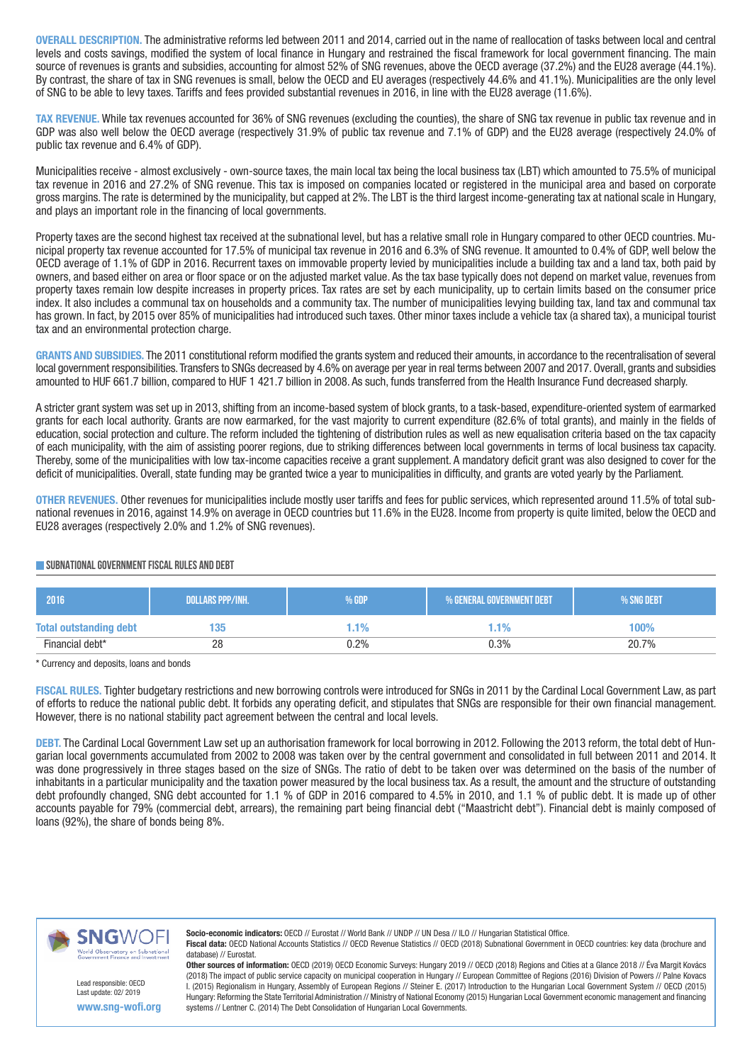**OVERALL DESCRIPTION.** The administrative reforms led between 2011 and 2014, carried out in the name of reallocation of tasks between local and central levels and costs savings, modified the system of local finance in Hungary and restrained the fiscal framework for local government financing. The main source of revenues is grants and subsidies, accounting for almost 52% of SNG revenues, above the OECD average (37.2%) and the EU28 average (44.1%). By contrast, the share of tax in SNG revenues is small, below the OECD and EU averages (respectively 44.6% and 41.1%). Municipalities are the only level of SNG to be able to levy taxes. Tariffs and fees provided substantial revenues in 2016, in line with the EU28 average (11.6%).

**TAX REVENUE.** While tax revenues accounted for 36% of SNG revenues (excluding the counties), the share of SNG tax revenue in public tax revenue and in GDP was also well below the OECD average (respectively 31.9% of public tax revenue and 7.1% of GDP) and the EU28 average (respectively 24.0% of public tax revenue and 6.4% of GDP).

Municipalities receive - almost exclusively - own-source taxes, the main local tax being the local business tax (LBT) which amounted to 75.5% of municipal tax revenue in 2016 and 27.2% of SNG revenue. This tax is imposed on companies located or registered in the municipal area and based on corporate gross margins. The rate is determined by the municipality, but capped at 2%. The LBT is the third largest income-generating tax at national scale in Hungary, and plays an important role in the financing of local governments.

Property taxes are the second highest tax received at the subnational level, but has a relative small role in Hungary compared to other OECD countries. Municipal property tax revenue accounted for 17.5% of municipal tax revenue in 2016 and 6.3% of SNG revenue. It amounted to 0.4% of GDP, well below the OECD average of 1.1% of GDP in 2016. Recurrent taxes on immovable property levied by municipalities include a building tax and a land tax, both paid by owners, and based either on area or floor space or on the adjusted market value. As the tax base typically does not depend on market value, revenues from property taxes remain low despite increases in property prices. Tax rates are set by each municipality, up to certain limits based on the consumer price index. It also includes a communal tax on households and a community tax. The number of municipalities levying building tax, land tax and communal tax has grown. In fact, by 2015 over 85% of municipalities had introduced such taxes. Other minor taxes include a vehicle tax (a shared tax), a municipal tourist tax and an environmental protection charge.

**GRANTS AND SUBSIDIES.** The 2011 constitutional reform modified the grants system and reduced their amounts, in accordance to the recentralisation of several local government responsibilities. Transfers to SNGs decreased by 4.6% on average per year in real terms between 2007 and 2017. Overall, grants and subsidies amounted to HUF 661.7 billion, compared to HUF 1 421.7 billion in 2008. As such, funds transferred from the Health Insurance Fund decreased sharply.

A stricter grant system was set up in 2013, shifting from an income-based system of block grants, to a task-based, expenditure-oriented system of earmarked grants for each local authority. Grants are now earmarked, for the vast majority to current expenditure (82.6% of total grants), and mainly in the fields of education, social protection and culture. The reform included the tightening of distribution rules as well as new equalisation criteria based on the tax capacity of each municipality, with the aim of assisting poorer regions, due to striking differences between local governments in terms of local business tax capacity. Thereby, some of the municipalities with low tax-income capacities receive a grant supplement. A mandatory deficit grant was also designed to cover for the deficit of municipalities. Overall, state funding may be granted twice a year to municipalities in difficulty, and grants are voted yearly by the Parliament.

**OTHER REVENUES.** Other revenues for municipalities include mostly user tariffs and fees for public services, which represented around 11.5% of total subnational revenues in 2016, against 14.9% on average in OECD countries but 11.6% in the EU28. Income from property is quite limited, below the OECD and EU28 averages (respectively 2.0% and 1.2% of SNG revenues).

## SUBNATIONAL GOVERNMENT FISCAL RULES AND DEBT

| 2016 | DOLLARS PPP/INH. | % GDP | % GENERAL GOVERNMENT DEBT | % SNG DEBT |
|---|---|---|---|---|
| **Total outstanding debt** | **135** | **1.1%** | **1.1%** | **100%** |
| Financial debt* | 28 | 0.2% | 0.3% | 20.7% |

\* Currency and deposits, loans and bonds

**FISCAL RULES.** Tighter budgetary restrictions and new borrowing controls were introduced for SNGs in 2011 by the Cardinal Local Government Law, as part of efforts to reduce the national public debt. It forbids any operating deficit, and stipulates that SNGs are responsible for their own financial management. However, there is no national stability pact agreement between the central and local levels.

**DEBT.** The Cardinal Local Government Law set up an authorisation framework for local borrowing in 2012. Following the 2013 reform, the total debt of Hungarian local governments accumulated from 2002 to 2008 was taken over by the central government and consolidated in full between 2011 and 2014. It was done progressively in three stages based on the size of SNGs. The ratio of debt to be taken over was determined on the basis of the number of inhabitants in a particular municipality and the taxation power measured by the local business tax. As a result, the amount and the structure of outstanding debt profoundly changed, SNG debt accounted for 1.1 % of GDP in 2016 compared to 4.5% in 2010, and 1.1 % of public debt. It is made up of other accounts payable for 79% (commercial debt, arrears), the remaining part being financial debt ("Maastricht debt"). Financial debt is mainly composed of loans (92%), the share of bonds being 8%.

SNGWOFI
World Observatory on Subnational Government Finance and Investment

Lead responsible: OECD
Last update: 02/ 2019
www.sng-wofi.org

**Socio-economic indicators:** OECD // Eurostat // World Bank // UNDP // UN Desa // ILO // Hungarian Statistical Office.
**Fiscal data:** OECD National Accounts Statistics // OECD Revenue Statistics // OECD (2018) Subnational Government in OECD countries: key data (brochure and database) // Eurostat.
**Other sources of information:** OECD (2019) OECD Economic Surveys: Hungary 2019 // OECD (2018) Regions and Cities at a Glance 2018 // Éva Margit Kovács (2018) The impact of public service capacity on municipal cooperation in Hungary // European Committee of Regions (2016) Division of Powers // Palne Kovacs I. (2015) Regionalism in Hungary, Assembly of European Regions // Steiner E. (2017) Introduction to the Hungarian Local Government System // OECD (2015) Hungary: Reforming the State Territorial Administration // Ministry of National Economy (2015) Hungarian Local Government economic management and financing systems // Lentner C. (2014) The Debt Consolidation of Hungarian Local Governments.